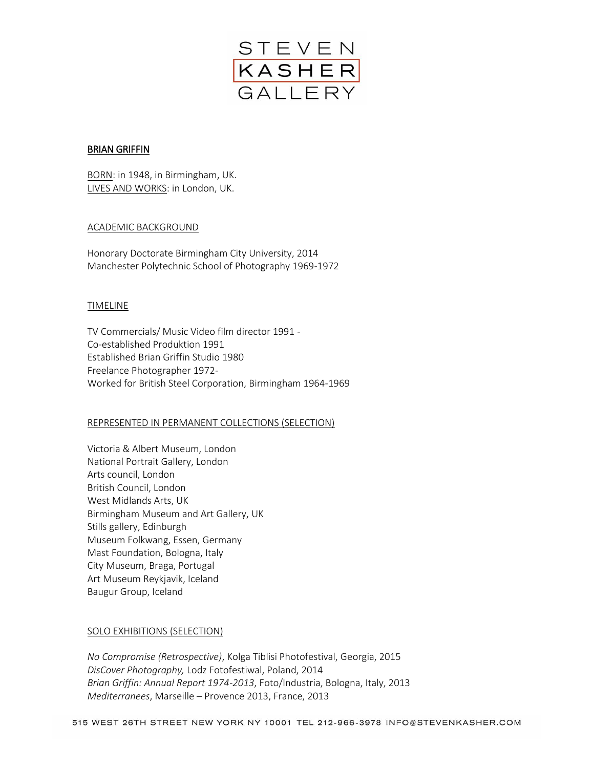STEVEN KASHER GALLERY

# BRIAN GRIFFIN

BORN: in 1948, in Birmingham, UK.
LIVES AND WORKS: in London, UK.

## ACADEMIC BACKGROUND

Honorary Doctorate Birmingham City University, 2014
Manchester Polytechnic School of Photography 1969-1972

## TIMELINE

TV Commercials/ Music Video film director 1991 -
Co-established Produktion 1991
Established Brian Griffin Studio 1980
Freelance Photographer 1972-
Worked for British Steel Corporation, Birmingham 1964-1969

## REPRESENTED IN PERMANENT COLLECTIONS (SELECTION)

Victoria & Albert Museum, London
National Portrait Gallery, London
Arts council, London
British Council, London
West Midlands Arts, UK
Birmingham Museum and Art Gallery, UK
Stills gallery, Edinburgh
Museum Folkwang, Essen, Germany
Mast Foundation, Bologna, Italy
City Museum, Braga, Portugal
Art Museum Reykjavik, Iceland
Baugur Group, Iceland

## SOLO EXHIBITIONS (SELECTION)

*No Compromise (Retrospective)*, Kolga Tiblisi Photofestival, Georgia, 2015
*DisCover Photography,* Lodz Fotofestiwal, Poland, 2014
*Brian Griffin: Annual Report 1974-2013*, Foto/Industria, Bologna, Italy, 2013
*Mediterranees*, Marseille – Provence 2013, France, 2013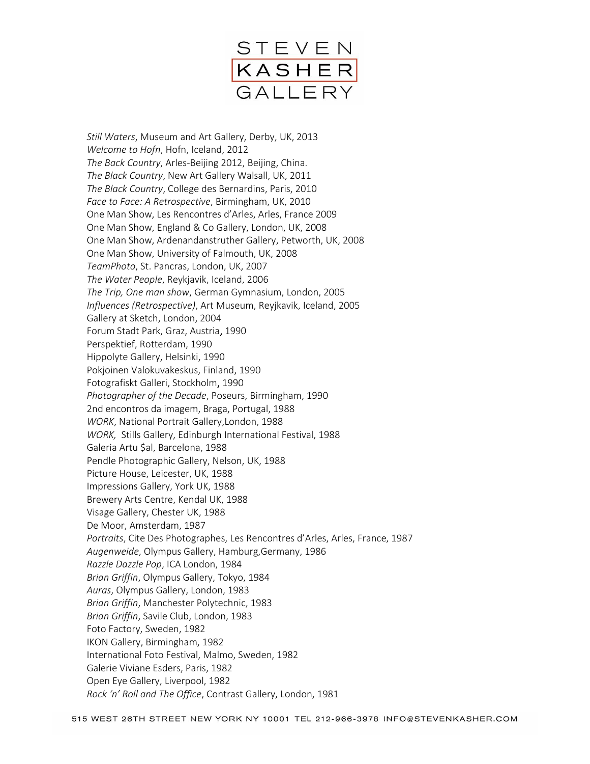*Still Waters*, Museum and Art Gallery, Derby, UK, 2013
*Welcome to Hofn*, Hofn, Iceland, 2012
*The Back Country*, Arles-Beijing 2012, Beijing, China.
*The Black Country*, New Art Gallery Walsall, UK, 2011
*The Black Country*, College des Bernardins, Paris, 2010
*Face to Face: A Retrospective*, Birmingham, UK, 2010
One Man Show, Les Rencontres d'Arles, Arles, France 2009
One Man Show, England & Co Gallery, London, UK, 2008
One Man Show, Ardenandanstruther Gallery, Petworth, UK, 2008
One Man Show, University of Falmouth, UK, 2008
*TeamPhoto*, St. Pancras, London, UK, 2007
*The Water People*, Reykjavik, Iceland, 2006
*The Trip, One man show*, German Gymnasium, London, 2005
*Influences (Retrospective)*, Art Museum, Reyjkavik, Iceland, 2005
Gallery at Sketch, London, 2004
Forum Stadt Park, Graz, Austria, 1990
Perspektief, Rotterdam, 1990
Hippolyte Gallery, Helsinki, 1990
Pokjoinen Valokuvakeskus, Finland, 1990
Fotografiskt Galleri, Stockholm, 1990
*Photographer of the Decade*, Poseurs, Birmingham, 1990
2nd encontros da imagem, Braga, Portugal, 1988
*WORK*, National Portrait Gallery,London, 1988
*WORK,* Stills Gallery, Edinburgh International Festival, 1988
Galeria Artu $al, Barcelona, 1988
Pendle Photographic Gallery, Nelson, UK, 1988
Picture House, Leicester, UK, 1988
Impressions Gallery, York UK, 1988
Brewery Arts Centre, Kendal UK, 1988
Visage Gallery, Chester UK, 1988
De Moor, Amsterdam, 1987
*Portraits*, Cite Des Photographes, Les Rencontres d'Arles, Arles, France, 1987
*Augenweide*, Olympus Gallery, Hamburg,Germany, 1986
*Razzle Dazzle Pop*, ICA London, 1984
*Brian Griffin*, Olympus Gallery, Tokyo, 1984
*Auras*, Olympus Gallery, London, 1983
*Brian Griffin*, Manchester Polytechnic, 1983
*Brian Griffin*, Savile Club, London, 1983
Foto Factory, Sweden, 1982
IKON Gallery, Birmingham, 1982
International Foto Festival, Malmo, Sweden, 1982
Galerie Viviane Esders, Paris, 1982
Open Eye Gallery, Liverpool, 1982
*Rock 'n' Roll and The Office*, Contrast Gallery, London, 1981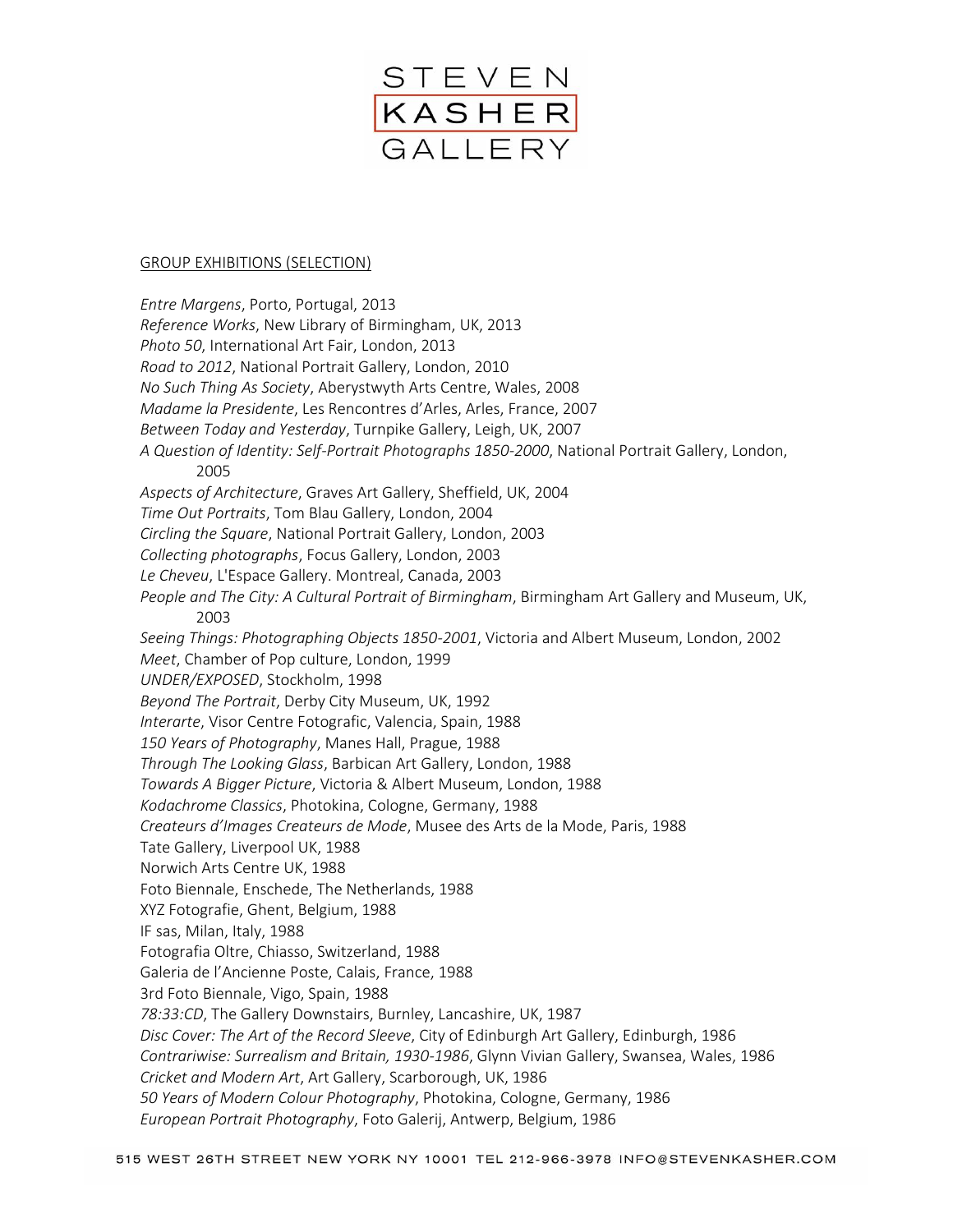GROUP EXHIBITIONS (SELECTION)

*Entre Margens*, Porto, Portugal, 2013
*Reference Works*, New Library of Birmingham, UK, 2013
*Photo 50*, International Art Fair, London, 2013
*Road to 2012*, National Portrait Gallery, London, 2010
*No Such Thing As Society*, Aberystwyth Arts Centre, Wales, 2008
*Madame la Presidente*, Les Rencontres d'Arles, Arles, France, 2007
*Between Today and Yesterday*, Turnpike Gallery, Leigh, UK, 2007
*A Question of Identity: Self-Portrait Photographs 1850-2000*, National Portrait Gallery, London, 2005
*Aspects of Architecture*, Graves Art Gallery, Sheffield, UK, 2004
*Time Out Portraits*, Tom Blau Gallery, London, 2004
*Circling the Square*, National Portrait Gallery, London, 2003
*Collecting photographs*, Focus Gallery, London, 2003
*Le Cheveu*, L'Espace Gallery. Montreal, Canada, 2003
*People and The City: A Cultural Portrait of Birmingham*, Birmingham Art Gallery and Museum, UK, 2003
*Seeing Things: Photographing Objects 1850-2001*, Victoria and Albert Museum, London, 2002
*Meet*, Chamber of Pop culture, London, 1999
*UNDER/EXPOSED*, Stockholm, 1998
*Beyond The Portrait*, Derby City Museum, UK, 1992
*Interarte*, Visor Centre Fotografic, Valencia, Spain, 1988
*150 Years of Photography*, Manes Hall, Prague, 1988
*Through The Looking Glass*, Barbican Art Gallery, London, 1988
*Towards A Bigger Picture*, Victoria & Albert Museum, London, 1988
*Kodachrome Classics*, Photokina, Cologne, Germany, 1988
*Createurs d'Images Createurs de Mode*, Musee des Arts de la Mode, Paris, 1988
Tate Gallery, Liverpool UK, 1988
Norwich Arts Centre UK, 1988
Foto Biennale, Enschede, The Netherlands, 1988
XYZ Fotografie, Ghent, Belgium, 1988
IF sas, Milan, Italy, 1988
Fotografia Oltre, Chiasso, Switzerland, 1988
Galeria de l'Ancienne Poste, Calais, France, 1988
3rd Foto Biennale, Vigo, Spain, 1988
*78:33:CD*, The Gallery Downstairs, Burnley, Lancashire, UK, 1987
*Disc Cover: The Art of the Record Sleeve*, City of Edinburgh Art Gallery, Edinburgh, 1986
*Contrariwise: Surrealism and Britain, 1930-1986*, Glynn Vivian Gallery, Swansea, Wales, 1986
*Cricket and Modern Art*, Art Gallery, Scarborough, UK, 1986
*50 Years of Modern Colour Photography*, Photokina, Cologne, Germany, 1986
*European Portrait Photography*, Foto Galerij, Antwerp, Belgium, 1986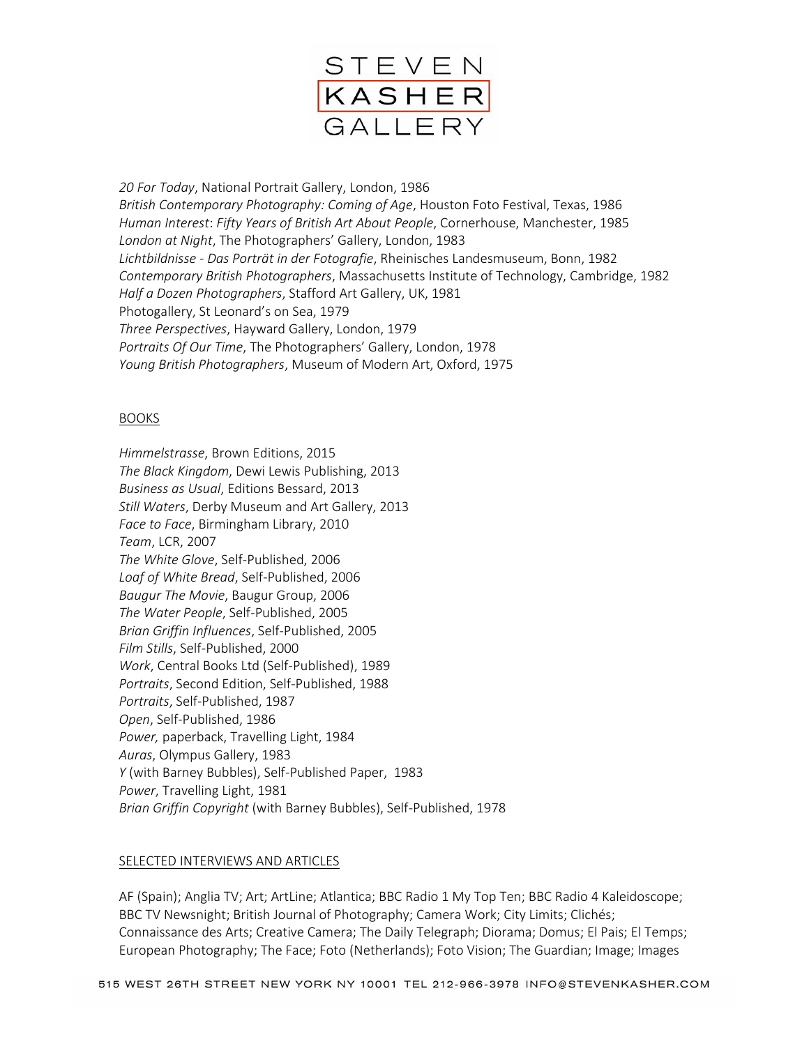*20 For Today*, National Portrait Gallery, London, 1986
*British Contemporary Photography: Coming of Age*, Houston Foto Festival, Texas, 1986
*Human Interest*: *Fifty Years of British Art About People*, Cornerhouse, Manchester, 1985
*London at Night*, The Photographers' Gallery, London, 1983
*Lichtbildnisse - Das Porträt in der Fotografie*, Rheinisches Landesmuseum, Bonn, 1982
*Contemporary British Photographers*, Massachusetts Institute of Technology, Cambridge, 1982
*Half a Dozen Photographers*, Stafford Art Gallery, UK, 1981
Photogallery, St Leonard's on Sea, 1979
*Three Perspectives*, Hayward Gallery, London, 1979
*Portraits Of Our Time*, The Photographers' Gallery, London, 1978
*Young British Photographers*, Museum of Modern Art, Oxford, 1975

## BOOKS

*Himmelstrasse*, Brown Editions, 2015
*The Black Kingdom*, Dewi Lewis Publishing, 2013
*Business as Usual*, Editions Bessard, 2013
*Still Waters*, Derby Museum and Art Gallery, 2013
*Face to Face*, Birmingham Library, 2010
*Team*, LCR, 2007
*The White Glove*, Self-Published, 2006
*Loaf of White Bread*, Self-Published, 2006
*Baugur The Movie*, Baugur Group, 2006
*The Water People*, Self-Published, 2005
*Brian Griffin Influences*, Self-Published, 2005
*Film Stills*, Self-Published, 2000
*Work*, Central Books Ltd (Self-Published), 1989
*Portraits*, Second Edition, Self-Published, 1988
*Portraits*, Self-Published, 1987
*Open*, Self-Published, 1986
*Power,* paperback, Travelling Light, 1984
*Auras*, Olympus Gallery, 1983
*Y* (with Barney Bubbles), Self-Published Paper, 1983
*Power*, Travelling Light, 1981
*Brian Griffin Copyright* (with Barney Bubbles), Self-Published, 1978

## SELECTED INTERVIEWS AND ARTICLES

AF (Spain); Anglia TV; Art; ArtLine; Atlantica; BBC Radio 1 My Top Ten; BBC Radio 4 Kaleidoscope; BBC TV Newsnight; British Journal of Photography; Camera Work; City Limits; Clichés; Connaissance des Arts; Creative Camera; The Daily Telegraph; Diorama; Domus; El Pais; El Temps; European Photography; The Face; Foto (Netherlands); Foto Vision; The Guardian; Image; Images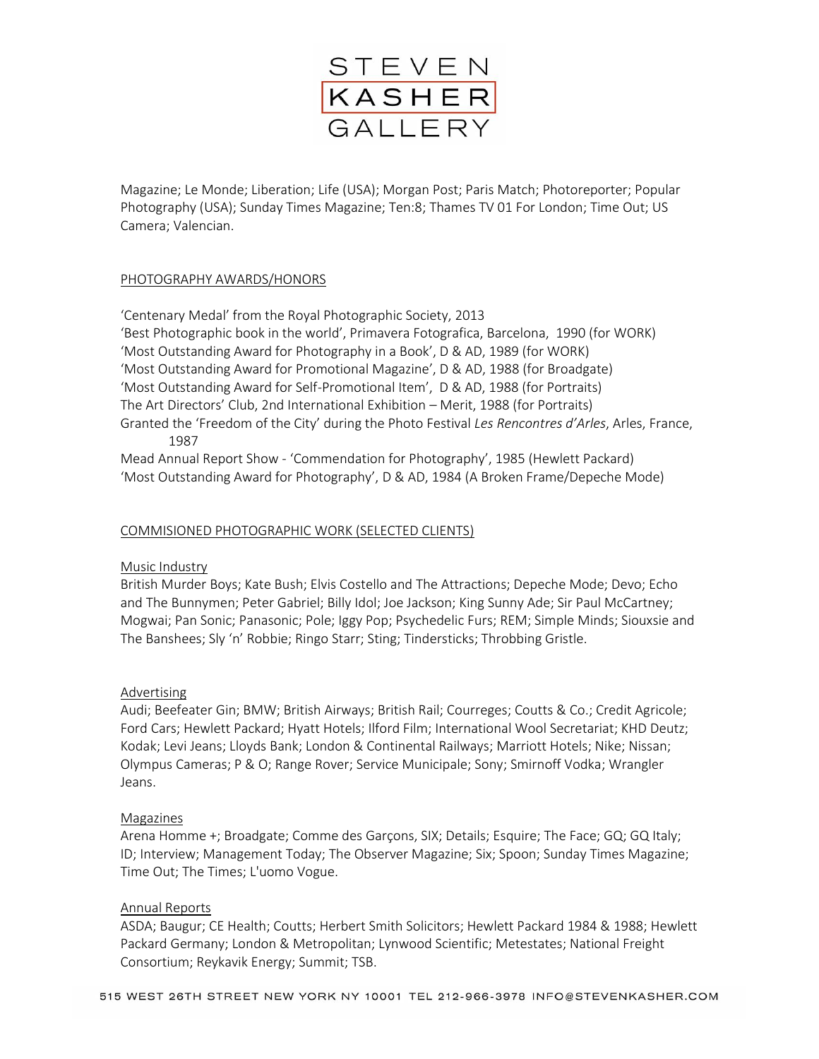Magazine; Le Monde; Liberation; Life (USA); Morgan Post; Paris Match; Photoreporter; Popular Photography (USA); Sunday Times Magazine; Ten:8; Thames TV 01 For London; Time Out; US Camera; Valencian.

## PHOTOGRAPHY AWARDS/HONORS

'Centenary Medal' from the Royal Photographic Society, 2013
'Best Photographic book in the world', Primavera Fotografica, Barcelona, 1990 (for WORK)
'Most Outstanding Award for Photography in a Book', D & AD, 1989 (for WORK)
'Most Outstanding Award for Promotional Magazine', D & AD, 1988 (for Broadgate)
'Most Outstanding Award for Self-Promotional Item', D & AD, 1988 (for Portraits)
The Art Directors' Club, 2nd International Exhibition – Merit, 1988 (for Portraits)
Granted the 'Freedom of the City' during the Photo Festival *Les Rencontres d'Arles*, Arles, France, 1987
Mead Annual Report Show - 'Commendation for Photography', 1985 (Hewlett Packard)
'Most Outstanding Award for Photography', D & AD, 1984 (A Broken Frame/Depeche Mode)

## COMMISIONED PHOTOGRAPHIC WORK (SELECTED CLIENTS)

### Music Industry

British Murder Boys; Kate Bush; Elvis Costello and The Attractions; Depeche Mode; Devo; Echo and The Bunnymen; Peter Gabriel; Billy Idol; Joe Jackson; King Sunny Ade; Sir Paul McCartney; Mogwai; Pan Sonic; Panasonic; Pole; Iggy Pop; Psychedelic Furs; REM; Simple Minds; Siouxsie and The Banshees; Sly 'n' Robbie; Ringo Starr; Sting; Tindersticks; Throbbing Gristle.

### Advertising

Audi; Beefeater Gin; BMW; British Airways; British Rail; Courreges; Coutts & Co.; Credit Agricole; Ford Cars; Hewlett Packard; Hyatt Hotels; Ilford Film; International Wool Secretariat; KHD Deutz; Kodak; Levi Jeans; Lloyds Bank; London & Continental Railways; Marriott Hotels; Nike; Nissan; Olympus Cameras; P & O; Range Rover; Service Municipale; Sony; Smirnoff Vodka; Wrangler Jeans.

### Magazines

Arena Homme +; Broadgate; Comme des Garçons, SIX; Details; Esquire; The Face; GQ; GQ Italy; ID; Interview; Management Today; The Observer Magazine; Six; Spoon; Sunday Times Magazine; Time Out; The Times; L'uomo Vogue.

### Annual Reports

ASDA; Baugur; CE Health; Coutts; Herbert Smith Solicitors; Hewlett Packard 1984 & 1988; Hewlett Packard Germany; London & Metropolitan; Lynwood Scientific; Metestates; National Freight Consortium; Reykavik Energy; Summit; TSB.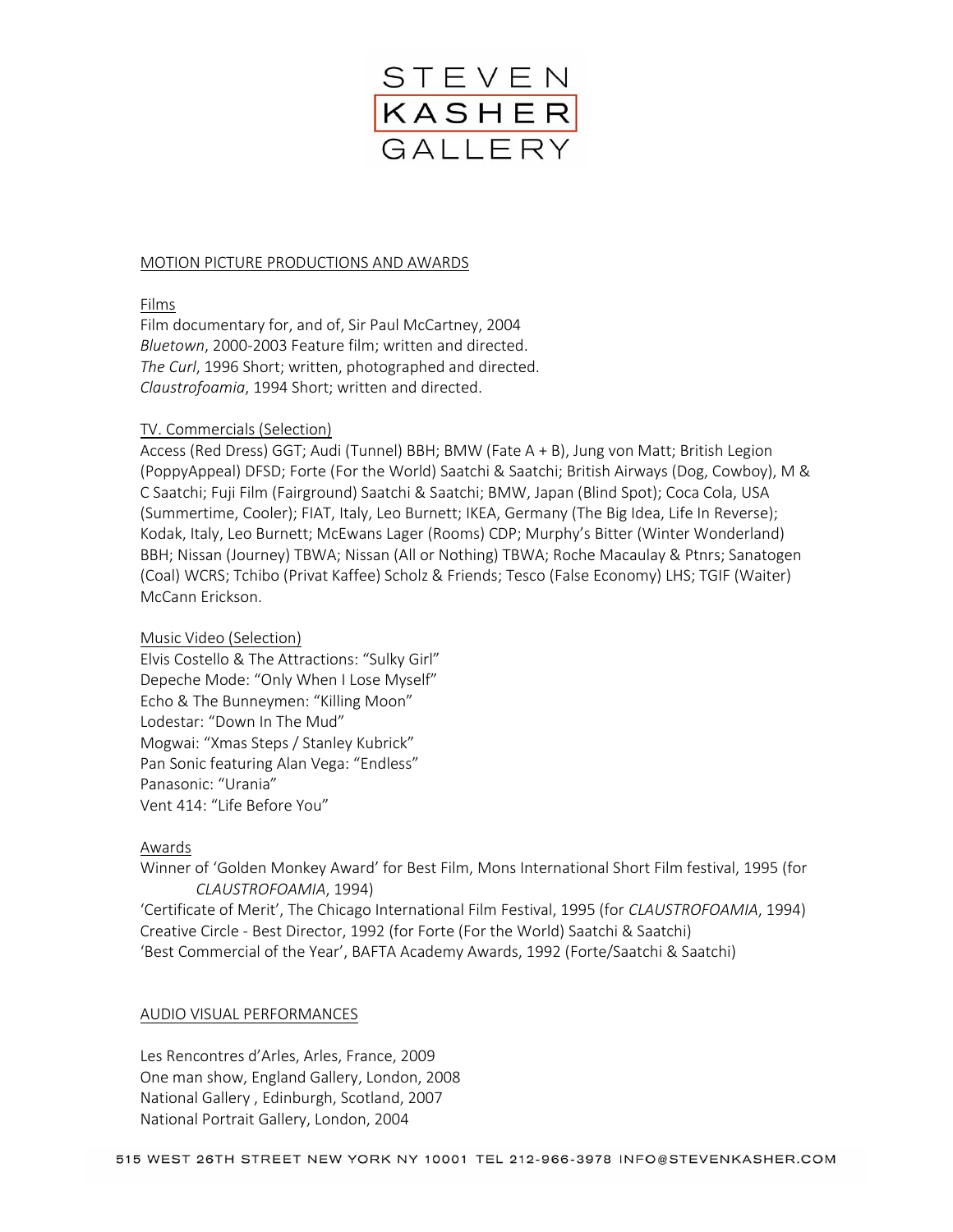## MOTION PICTURE PRODUCTIONS AND AWARDS

### Films

Film documentary for, and of, Sir Paul McCartney, 2004
*Bluetown*, 2000-2003 Feature film; written and directed.
*The Curl*, 1996 Short; written, photographed and directed.
*Claustrofoamia*, 1994 Short; written and directed.

### TV. Commercials (Selection)

Access (Red Dress) GGT; Audi (Tunnel) BBH; BMW (Fate A + B), Jung von Matt; British Legion (PoppyAppeal) DFSD; Forte (For the World) Saatchi & Saatchi; British Airways (Dog, Cowboy), M & C Saatchi; Fuji Film (Fairground) Saatchi & Saatchi; BMW, Japan (Blind Spot); Coca Cola, USA (Summertime, Cooler); FIAT, Italy, Leo Burnett; IKEA, Germany (The Big Idea, Life In Reverse); Kodak, Italy, Leo Burnett; McEwans Lager (Rooms) CDP; Murphy's Bitter (Winter Wonderland) BBH; Nissan (Journey) TBWA; Nissan (All or Nothing) TBWA; Roche Macaulay & Ptnrs; Sanatogen (Coal) WCRS; Tchibo (Privat Kaffee) Scholz & Friends; Tesco (False Economy) LHS; TGIF (Waiter) McCann Erickson.

### Music Video (Selection)

Elvis Costello & The Attractions: "Sulky Girl"
Depeche Mode: "Only When I Lose Myself"
Echo & The Bunneymen: "Killing Moon"
Lodestar: "Down In The Mud"
Mogwai: "Xmas Steps / Stanley Kubrick"
Pan Sonic featuring Alan Vega: "Endless"
Panasonic: "Urania"
Vent 414: "Life Before You"

### Awards

Winner of 'Golden Monkey Award' for Best Film, Mons International Short Film festival, 1995 (for *CLAUSTROFOAMIA*, 1994)
'Certificate of Merit', The Chicago International Film Festival, 1995 (for *CLAUSTROFOAMIA*, 1994)
Creative Circle - Best Director, 1992 (for Forte (For the World) Saatchi & Saatchi)
'Best Commercial of the Year', BAFTA Academy Awards, 1992 (Forte/Saatchi & Saatchi)

## AUDIO VISUAL PERFORMANCES

Les Rencontres d'Arles, Arles, France, 2009
One man show, England Gallery, London, 2008
National Gallery , Edinburgh, Scotland, 2007
National Portrait Gallery, London, 2004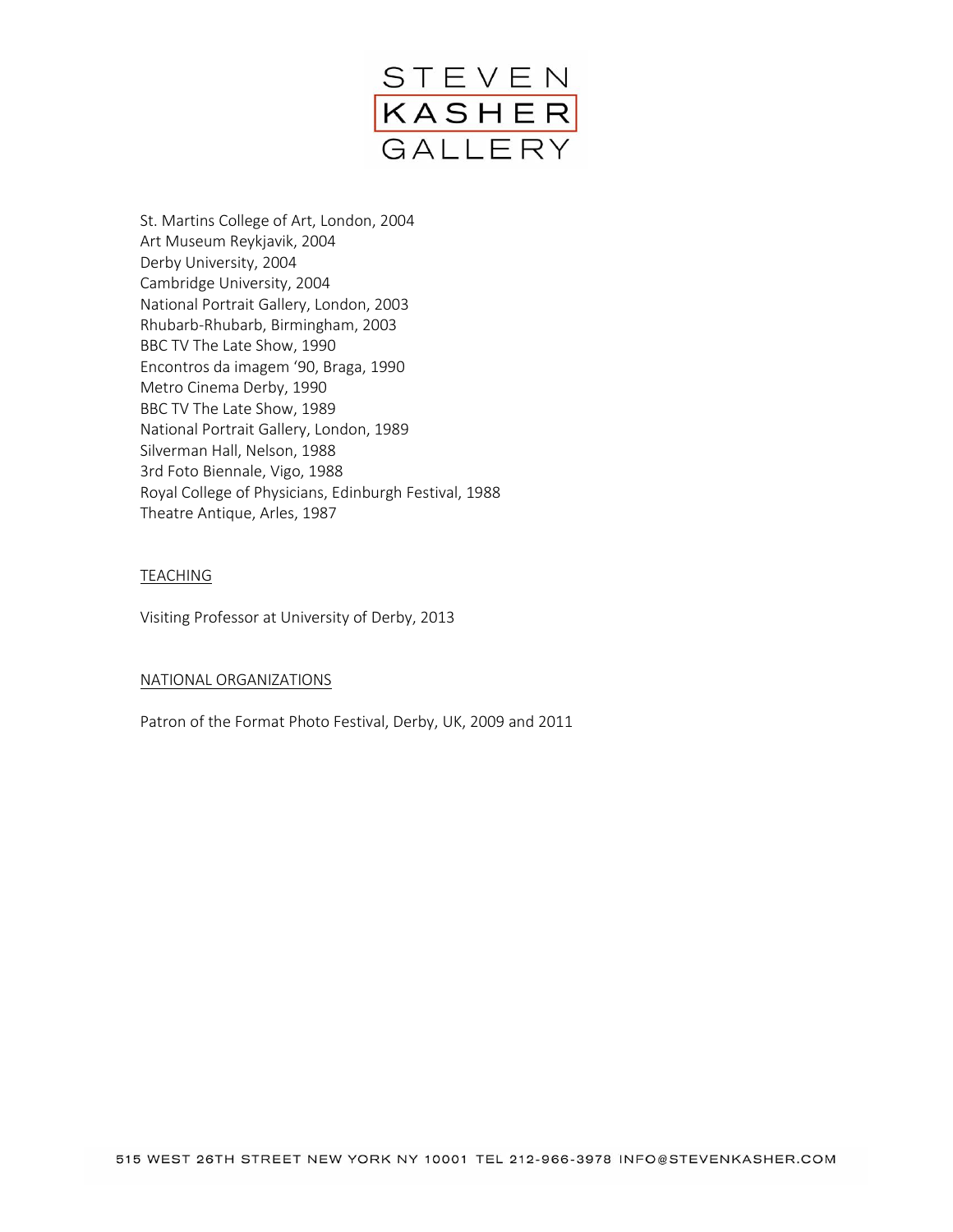St. Martins College of Art, London, 2004
Art Museum Reykjavik, 2004
Derby University, 2004
Cambridge University, 2004
National Portrait Gallery, London, 2003
Rhubarb-Rhubarb, Birmingham, 2003
BBC TV The Late Show, 1990
Encontros da imagem '90, Braga, 1990
Metro Cinema Derby, 1990
BBC TV The Late Show, 1989
National Portrait Gallery, London, 1989
Silverman Hall, Nelson, 1988
3rd Foto Biennale, Vigo, 1988
Royal College of Physicians, Edinburgh Festival, 1988
Theatre Antique, Arles, 1987

## TEACHING

Visiting Professor at University of Derby, 2013

## NATIONAL ORGANIZATIONS

Patron of the Format Photo Festival, Derby, UK, 2009 and 2011